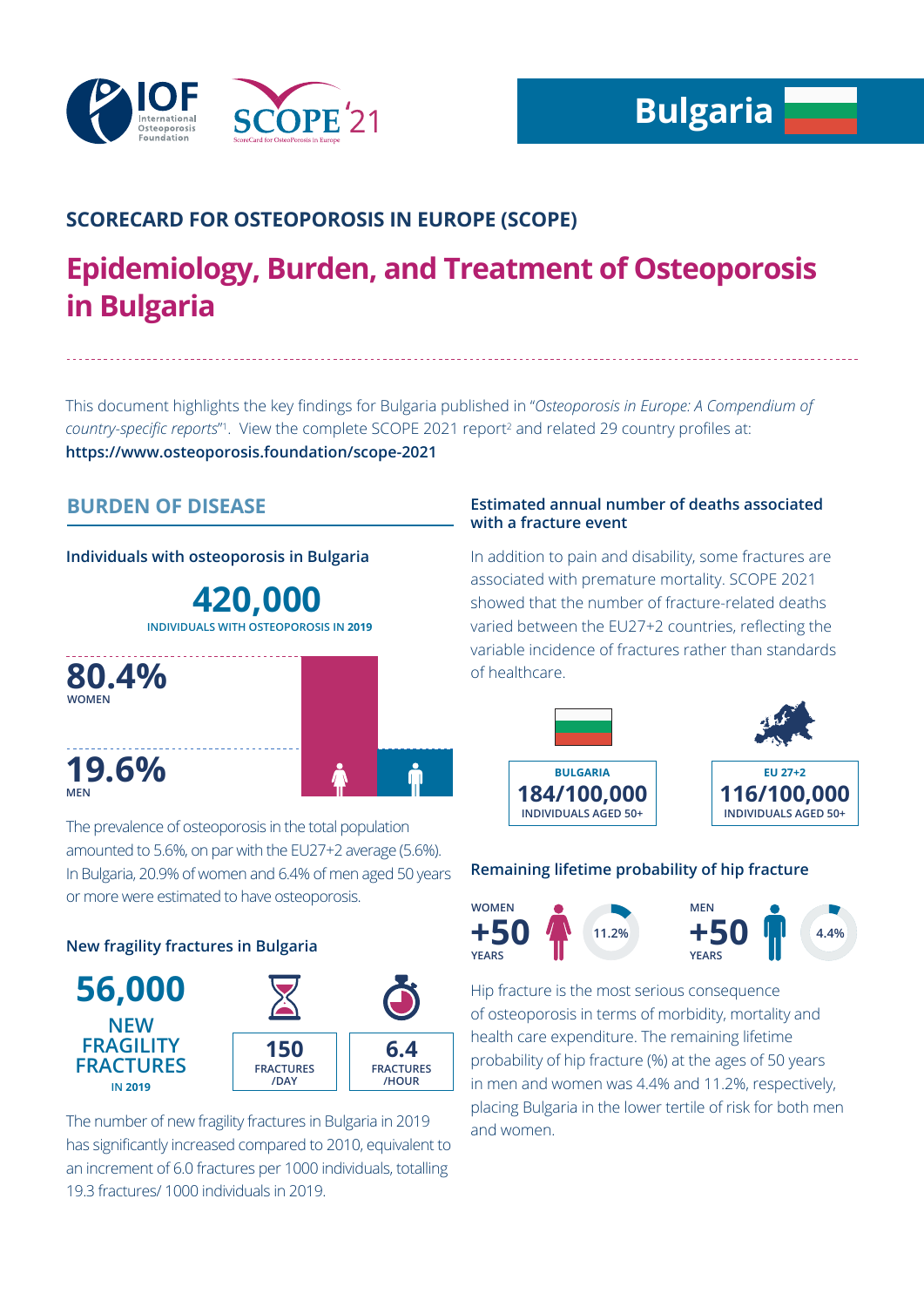IOF International Osteoporosis Foundation

SCOPE '21 ScoreCard for OsteoPorosis in Europe

# Bulgaria

## SCORECARD FOR OSTEOPOROSIS IN EUROPE (SCOPE)

# Epidemiology, Burden, and Treatment of Osteoporosis in Bulgaria

This document highlights the key findings for Bulgaria published in "*Osteoporosis in Europe: A Compendium of country-specific reports*"[1]. View the complete SCOPE 2021 report[2] and related 29 country profiles at: **https://www.osteoporosis.foundation/scope-2021**

## BURDEN OF DISEASE

### Individuals with osteoporosis in Bulgaria

**420,000**
INDIVIDUALS WITH OSTEOPOROSIS IN 2019

**80.4%** WOMEN

**19.6%** MEN

The prevalence of osteoporosis in the total population amounted to 5.6%, on par with the EU27+2 average (5.6%). In Bulgaria, 20.9% of women and 6.4% of men aged 50 years or more were estimated to have osteoporosis.

### New fragility fractures in Bulgaria

**56,000**
NEW FRAGILITY FRACTURES IN 2019

**150** FRACTURES /DAY

**6.4** FRACTURES /HOUR

The number of new fragility fractures in Bulgaria in 2019 has significantly increased compared to 2010, equivalent to an increment of 6.0 fractures per 1000 individuals, totalling 19.3 fractures/ 1000 individuals in 2019.

### Estimated annual number of deaths associated with a fracture event

In addition to pain and disability, some fractures are associated with premature mortality. SCOPE 2021 showed that the number of fracture-related deaths varied between the EU27+2 countries, reflecting the variable incidence of fractures rather than standards of healthcare.

| BULGARIA | EU 27+2 |
|---|---|
| **184/100,000** INDIVIDUALS AGED 50+ | **116/100,000** INDIVIDUALS AGED 50+ |

### Remaining lifetime probability of hip fracture

| WOMEN +50 YEARS | MEN +50 YEARS |
|---|---|
| 11.2% | 4.4% |

Hip fracture is the most serious consequence of osteoporosis in terms of morbidity, mortality and health care expenditure. The remaining lifetime probability of hip fracture (%) at the ages of 50 years in men and women was 4.4% and 11.2%, respectively, placing Bulgaria in the lower tertile of risk for both men and women.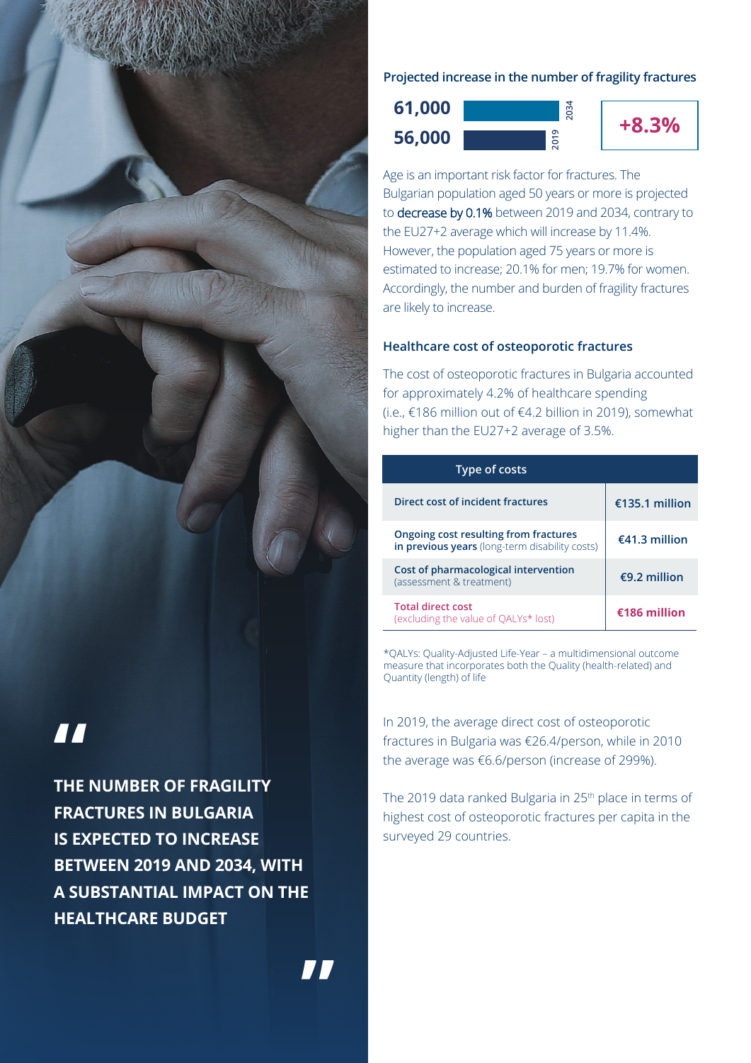> **THE NUMBER OF FRAGILITY FRACTURES IN BULGARIA IS EXPECTED TO INCREASE BETWEEN 2019 AND 2034, WITH A SUBSTANTIAL IMPACT ON THE HEALTHCARE BUDGET**

### Projected increase in the number of fragility fractures

| Year | Number of fragility fractures |
|---|---|
| 2034 | 61,000 |
| 2019 | 56,000 |

**+8.3%**

Age is an important risk factor for fractures. The Bulgarian population aged 50 years or more is projected to decrease by 0.1% between 2019 and 2034, contrary to the EU27+2 average which will increase by 11.4%. However, the population aged 75 years or more is estimated to increase; 20.1% for men; 19.7% for women. Accordingly, the number and burden of fragility fractures are likely to increase.

### Healthcare cost of osteoporotic fractures

The cost of osteoporotic fractures in Bulgaria accounted for approximately 4.2% of healthcare spending (i.e., €186 million out of €4.2 billion in 2019), somewhat higher than the EU27+2 average of 3.5%.

| Type of costs | |
|---|---|
| **Direct cost of incident fractures** | **€135.1 million** |
| **Ongoing cost resulting from fractures in previous years** (long-term disability costs) | **€41.3 million** |
| **Cost of pharmacological intervention** (assessment & treatment) | **€9.2 million** |
| **Total direct cost** (excluding the value of QALYs* lost) | **€186 million** |

*QALYs: Quality-Adjusted Life-Year – a multidimensional outcome measure that incorporates both the Quality (health-related) and Quantity (length) of life

In 2019, the average direct cost of osteoporotic fractures in Bulgaria was €26.4/person, while in 2010 the average was €6.6/person (increase of 299%).

The 2019 data ranked Bulgaria in 25th place in terms of highest cost of osteoporotic fractures per capita in the surveyed 29 countries.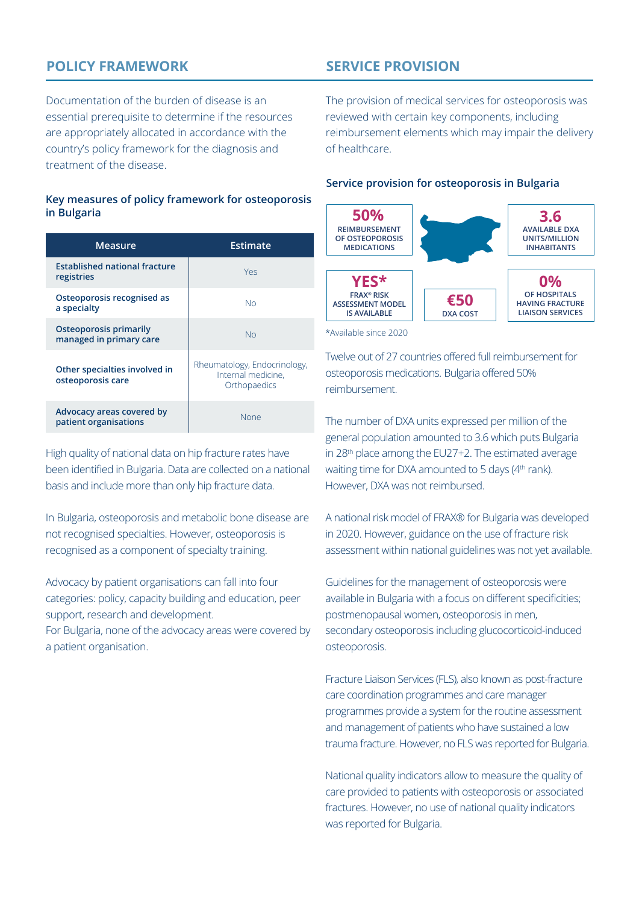## POLICY FRAMEWORK

Documentation of the burden of disease is an essential prerequisite to determine if the resources are appropriately allocated in accordance with the country's policy framework for the diagnosis and treatment of the disease.

### Key measures of policy framework for osteoporosis in Bulgaria

| Measure | Estimate |
|---|---|
| Established national fracture registries | Yes |
| Osteoporosis recognised as a specialty | No |
| Osteoporosis primarily managed in primary care | No |
| Other specialties involved in osteoporosis care | Rheumatology, Endocrinology, Internal medicine, Orthopaedics |
| Advocacy areas covered by patient organisations | None |

High quality of national data on hip fracture rates have been identified in Bulgaria. Data are collected on a national basis and include more than only hip fracture data.

In Bulgaria, osteoporosis and metabolic bone disease are not recognised specialties. However, osteoporosis is recognised as a component of specialty training.

Advocacy by patient organisations can fall into four categories: policy, capacity building and education, peer support, research and development.
For Bulgaria, none of the advocacy areas were covered by a patient organisation.

## SERVICE PROVISION

The provision of medical services for osteoporosis was reviewed with certain key components, including reimbursement elements which may impair the delivery of healthcare.

### Service provision for osteoporosis in Bulgaria

- **50%** REIMBURSEMENT OF OSTEOPOROSIS MEDICATIONS
- **3.6** AVAILABLE DXA UNITS/MILLION INHABITANTS
- **YES*** FRAX® RISK ASSESSMENT MODEL IS AVAILABLE
- **€50** DXA COST
- **0%** OF HOSPITALS HAVING FRACTURE LIAISON SERVICES

*Available since 2020

Twelve out of 27 countries offered full reimbursement for osteoporosis medications. Bulgaria offered 50% reimbursement.

The number of DXA units expressed per million of the general population amounted to 3.6 which puts Bulgaria in 28th place among the EU27+2. The estimated average waiting time for DXA amounted to 5 days (4th rank). However, DXA was not reimbursed.

A national risk model of FRAX® for Bulgaria was developed in 2020. However, guidance on the use of fracture risk assessment within national guidelines was not yet available.

Guidelines for the management of osteoporosis were available in Bulgaria with a focus on different specificities; postmenopausal women, osteoporosis in men, secondary osteoporosis including glucocorticoid-induced osteoporosis.

Fracture Liaison Services (FLS), also known as post-fracture care coordination programmes and care manager programmes provide a system for the routine assessment and management of patients who have sustained a low trauma fracture. However, no FLS was reported for Bulgaria.

National quality indicators allow to measure the quality of care provided to patients with osteoporosis or associated fractures. However, no use of national quality indicators was reported for Bulgaria.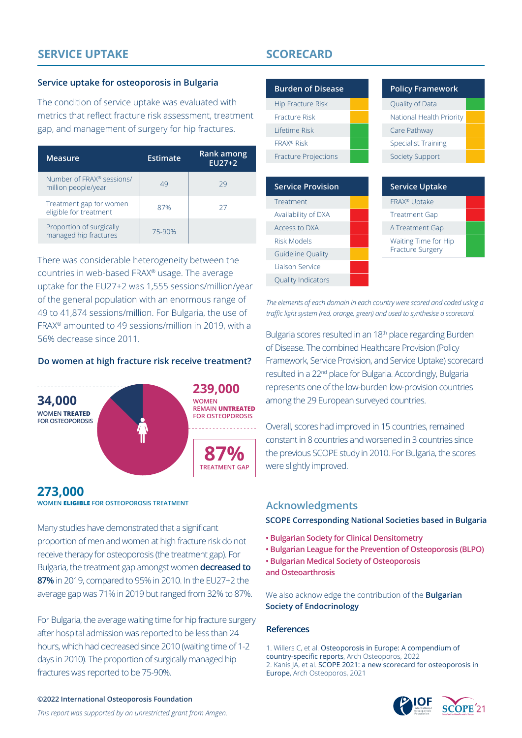## SERVICE UPTAKE

### Service uptake for osteoporosis in Bulgaria

The condition of service uptake was evaluated with metrics that reflect fracture risk assessment, treatment gap, and management of surgery for hip fractures.

| Measure | Estimate | Rank among EU27+2 |
|---|---|---|
| Number of FRAX® sessions/ million people/year | 49 | 29 |
| Treatment gap for women eligible for treatment | 87% | 27 |
| Proportion of surgically managed hip fractures | 75-90% | |

There was considerable heterogeneity between the countries in web-based FRAX® usage. The average uptake for the EU27+2 was 1,555 sessions/million/year of the general population with an enormous range of 49 to 41,874 sessions/million. For Bulgaria, the use of FRAX® amounted to 49 sessions/million in 2019, with a 56% decrease since 2011.

### Do women at high fracture risk receive treatment?

**34,000**
WOMEN **TREATED** FOR OSTEOPOROSIS

**239,000**
WOMEN REMAIN **UNTREATED** FOR OSTEOPOROSIS

**87%**
TREATMENT GAP

**273,000**
WOMEN **ELIGIBLE** FOR OSTEOPOROSIS TREATMENT

Many studies have demonstrated that a significant proportion of men and women at high fracture risk do not receive therapy for osteoporosis (the treatment gap). For Bulgaria, the treatment gap amongst women **decreased to 87%** in 2019, compared to 95% in 2010. In the EU27+2 the average gap was 71% in 2019 but ranged from 32% to 87%.

For Bulgaria, the average waiting time for hip fracture surgery after hospital admission was reported to be less than 24 hours, which had decreased since 2010 (waiting time of 1-2 days in 2010). The proportion of surgically managed hip fractures was reported to be 75-90%.

## SCORECARD

| Burden of Disease | |
|---|---|
| Hip Fracture Risk | Orange |
| Fracture Risk | Orange |
| Lifetime Risk | Green |
| FRAX® Risk | Green |
| Fracture Projections | Green |

| Policy Framework | |
|---|---|
| Quality of Data | Green |
| National Health Priority | Orange |
| Care Pathway | Orange |
| Specialist Training | Orange |
| Society Support | Orange |

| Service Provision | |
|---|---|
| Treatment | Orange |
| Availability of DXA | Red |
| Access to DXA | Red |
| Risk Models | Red |
| Guideline Quality | Orange |
| Liaison Service | Red |
| Quality Indicators | Red |

| Service Uptake | |
|---|---|
| FRAX® Uptake | Red |
| Treatment Gap | Red |
| Δ Treatment Gap | Green |
| Waiting Time for Hip Fracture Surgery | Green |

*The elements of each domain in each country were scored and coded using a traffic light system (red, orange, green) and used to synthesise a scorecard.*

Bulgaria scores resulted in an 18th place regarding Burden of Disease. The combined Healthcare Provision (Policy Framework, Service Provision, and Service Uptake) scorecard resulted in a 22nd place for Bulgaria. Accordingly, Bulgaria represents one of the low-burden low-provision countries among the 29 European surveyed countries.

Overall, scores had improved in 15 countries, remained constant in 8 countries and worsened in 3 countries since the previous SCOPE study in 2010. For Bulgaria, the scores were slightly improved.

## Acknowledgments

### SCOPE Corresponding National Societies based in Bulgaria

- **Bulgarian Society for Clinical Densitometry**
- **Bulgarian League for the Prevention of Osteoporosis (BLPO)**
- **Bulgarian Medical Society of Osteoporosis and Osteoarthrosis**

We also acknowledge the contribution of the **Bulgarian Society of Endocrinology**

### References

1. Willers C, et al. Osteoporosis in Europe: A compendium of country-specific reports, Arch Osteoporos, 2022
2. Kanis JA, et al. SCOPE 2021: a new scorecard for osteoporosis in Europe, Arch Osteoporos, 2021

**©2022 International Osteoporosis Foundation**

*This report was supported by an unrestricted grant from Amgen.*